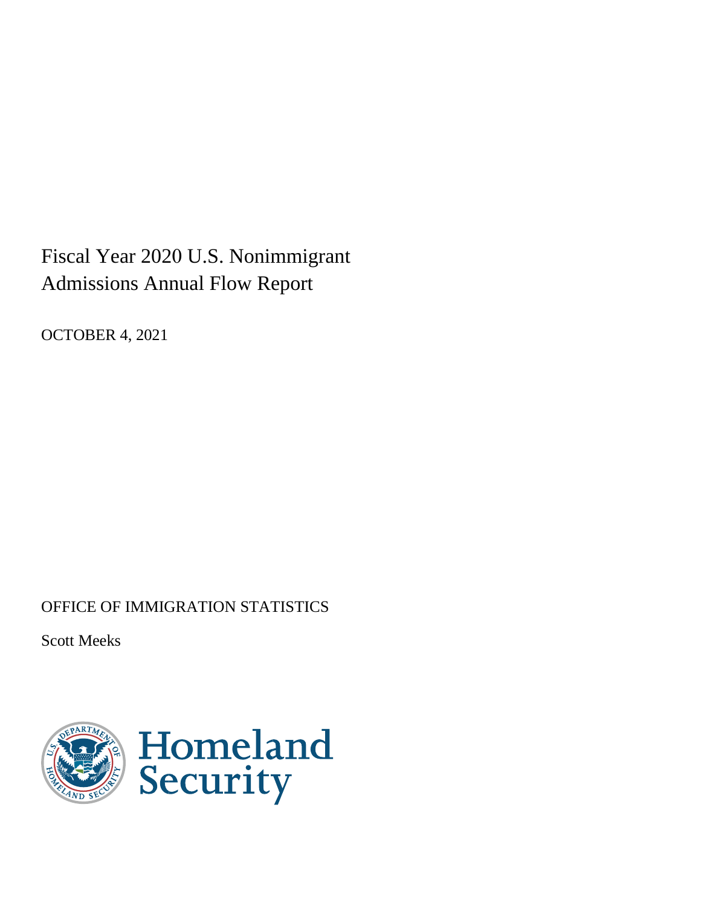# Fiscal Year 2020 U.S. Nonimmigrant Admissions Annual Flow Report

OCTOBER 4, 2021

OFFICE OF IMMIGRATION STATISTICS

Scott Meeks

Homeland Security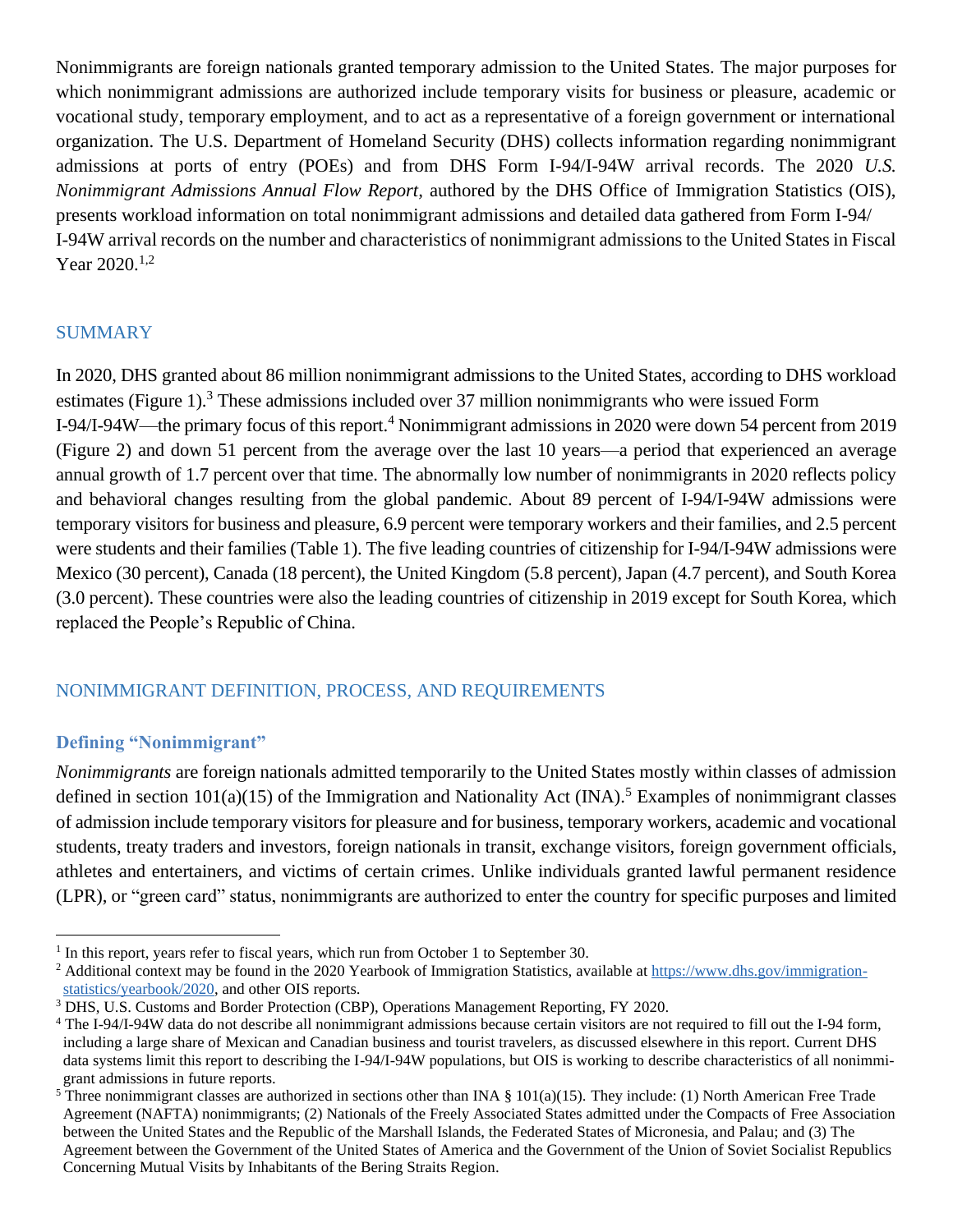Nonimmigrants are foreign nationals granted temporary admission to the United States. The major purposes for which nonimmigrant admissions are authorized include temporary visits for business or pleasure, academic or vocational study, temporary employment, and to act as a representative of a foreign government or international organization. The U.S. Department of Homeland Security (DHS) collects information regarding nonimmigrant admissions at ports of entry (POEs) and from DHS Form I-94/I-94W arrival records. The 2020 *U.S. Nonimmigrant Admissions Annual Flow Report*, authored by the DHS Office of Immigration Statistics (OIS), presents workload information on total nonimmigrant admissions and detailed data gathered from Form I-94/I-94W arrival records on the number and characteristics of nonimmigrant admissions to the United States in Fiscal Year 2020.[1,2]

## SUMMARY

In 2020, DHS granted about 86 million nonimmigrant admissions to the United States, according to DHS workload estimates (Figure 1).[3] These admissions included over 37 million nonimmigrants who were issued Form I-94/I-94W—the primary focus of this report.[4] Nonimmigrant admissions in 2020 were down 54 percent from 2019 (Figure 2) and down 51 percent from the average over the last 10 years—a period that experienced an average annual growth of 1.7 percent over that time. The abnormally low number of nonimmigrants in 2020 reflects policy and behavioral changes resulting from the global pandemic. About 89 percent of I-94/I-94W admissions were temporary visitors for business and pleasure, 6.9 percent were temporary workers and their families, and 2.5 percent were students and their families (Table 1). The five leading countries of citizenship for I-94/I-94W admissions were Mexico (30 percent), Canada (18 percent), the United Kingdom (5.8 percent), Japan (4.7 percent), and South Korea (3.0 percent). These countries were also the leading countries of citizenship in 2019 except for South Korea, which replaced the People's Republic of China.

## NONIMMIGRANT DEFINITION, PROCESS, AND REQUIREMENTS

### Defining "Nonimmigrant"

*Nonimmigrants* are foreign nationals admitted temporarily to the United States mostly within classes of admission defined in section 101(a)(15) of the Immigration and Nationality Act (INA).[5] Examples of nonimmigrant classes of admission include temporary visitors for pleasure and for business, temporary workers, academic and vocational students, treaty traders and investors, foreign nationals in transit, exchange visitors, foreign government officials, athletes and entertainers, and victims of certain crimes. Unlike individuals granted lawful permanent residence (LPR), or "green card" status, nonimmigrants are authorized to enter the country for specific purposes and limited

---

[1] In this report, years refer to fiscal years, which run from October 1 to September 30.

[2] Additional context may be found in the 2020 Yearbook of Immigration Statistics, available at https://www.dhs.gov/immigration-statistics/yearbook/2020, and other OIS reports.

[3] DHS, U.S. Customs and Border Protection (CBP), Operations Management Reporting, FY 2020.

[4] The I-94/I-94W data do not describe all nonimmigrant admissions because certain visitors are not required to fill out the I-94 form, including a large share of Mexican and Canadian business and tourist travelers, as discussed elsewhere in this report. Current DHS data systems limit this report to describing the I-94/I-94W populations, but OIS is working to describe characteristics of all nonimmigrant admissions in future reports.

[5] Three nonimmigrant classes are authorized in sections other than INA § 101(a)(15). They include: (1) North American Free Trade Agreement (NAFTA) nonimmigrants; (2) Nationals of the Freely Associated States admitted under the Compacts of Free Association between the United States and the Republic of the Marshall Islands, the Federated States of Micronesia, and Palau; and (3) The Agreement between the Government of the United States of America and the Government of the Union of Soviet Socialist Republics Concerning Mutual Visits by Inhabitants of the Bering Straits Region.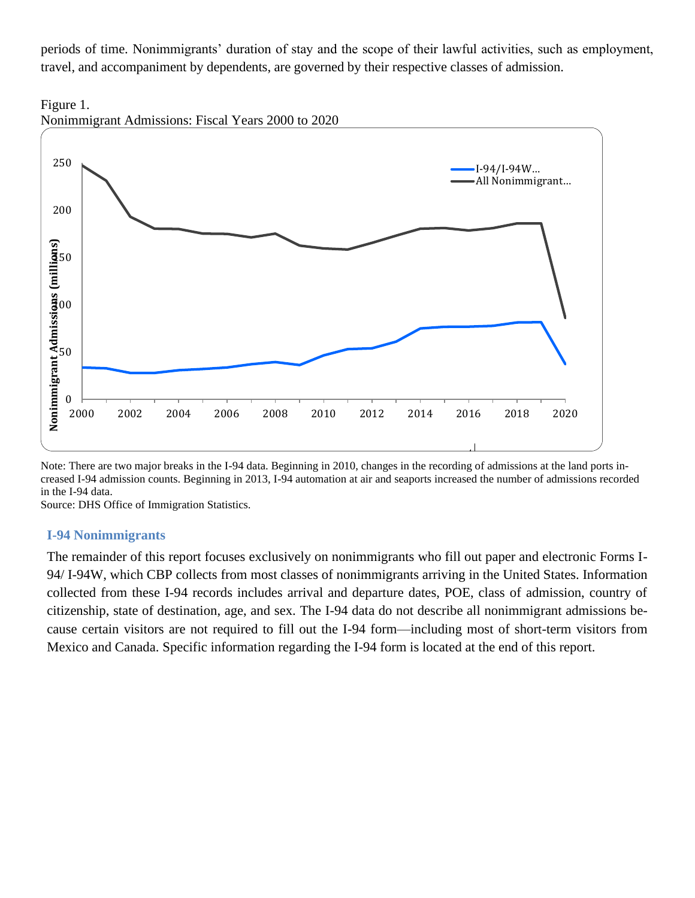periods of time. Nonimmigrants' duration of stay and the scope of their lawful activities, such as employment, travel, and accompaniment by dependents, are governed by their respective classes of admission.

Figure 1.
Nonimmigrant Admissions: Fiscal Years 2000 to 2020

Note: There are two major breaks in the I-94 data. Beginning in 2010, changes in the recording of admissions at the land ports increased I-94 admission counts. Beginning in 2013, I-94 automation at air and seaports increased the number of admissions recorded in the I-94 data.
Source: DHS Office of Immigration Statistics.

## I-94 Nonimmigrants

The remainder of this report focuses exclusively on nonimmigrants who fill out paper and electronic Forms I-94/ I-94W, which CBP collects from most classes of nonimmigrants arriving in the United States. Information collected from these I-94 records includes arrival and departure dates, POE, class of admission, country of citizenship, state of destination, age, and sex. The I-94 data do not describe all nonimmigrant admissions because certain visitors are not required to fill out the I-94 form—including most of short-term visitors from Mexico and Canada. Specific information regarding the I-94 form is located at the end of this report.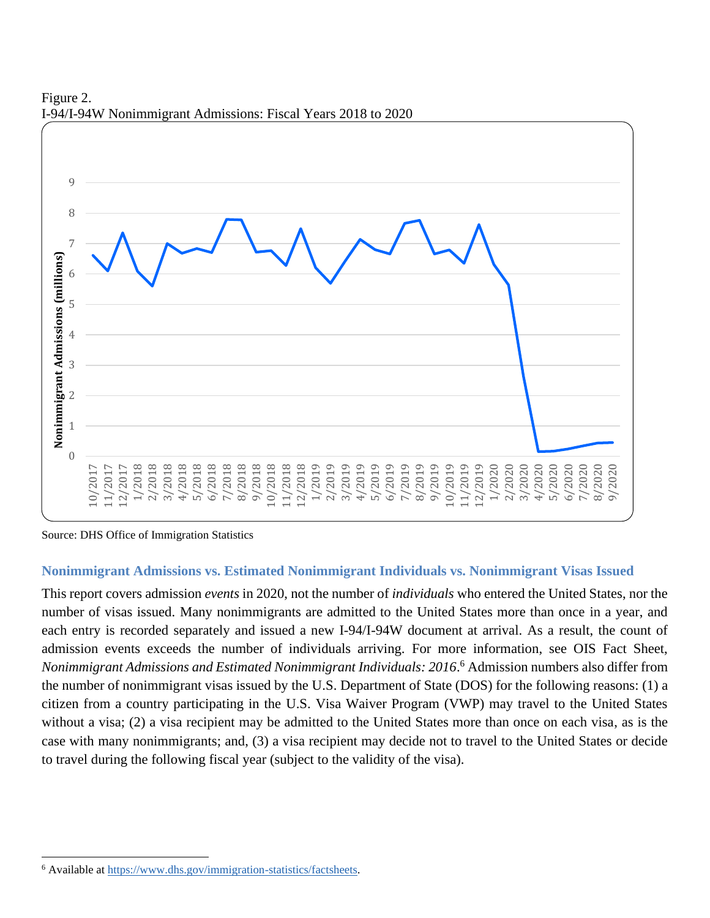Figure 2.
I-94/I-94W Nonimmigrant Admissions: Fiscal Years 2018 to 2020

Source: DHS Office of Immigration Statistics

### Nonimmigrant Admissions vs. Estimated Nonimmigrant Individuals vs. Nonimmigrant Visas Issued

This report covers admission *events* in 2020, not the number of *individuals* who entered the United States, nor the number of visas issued. Many nonimmigrants are admitted to the United States more than once in a year, and each entry is recorded separately and issued a new I-94/I-94W document at arrival. As a result, the count of admission events exceeds the number of individuals arriving. For more information, see OIS Fact Sheet, *Nonimmigrant Admissions and Estimated Nonimmigrant Individuals: 2016*.[6] Admission numbers also differ from the number of nonimmigrant visas issued by the U.S. Department of State (DOS) for the following reasons: (1) a citizen from a country participating in the U.S. Visa Waiver Program (VWP) may travel to the United States without a visa; (2) a visa recipient may be admitted to the United States more than once on each visa, as is the case with many nonimmigrants; and, (3) a visa recipient may decide not to travel to the United States or decide to travel during the following fiscal year (subject to the validity of the visa).

[6] Available at https://www.dhs.gov/immigration-statistics/factsheets.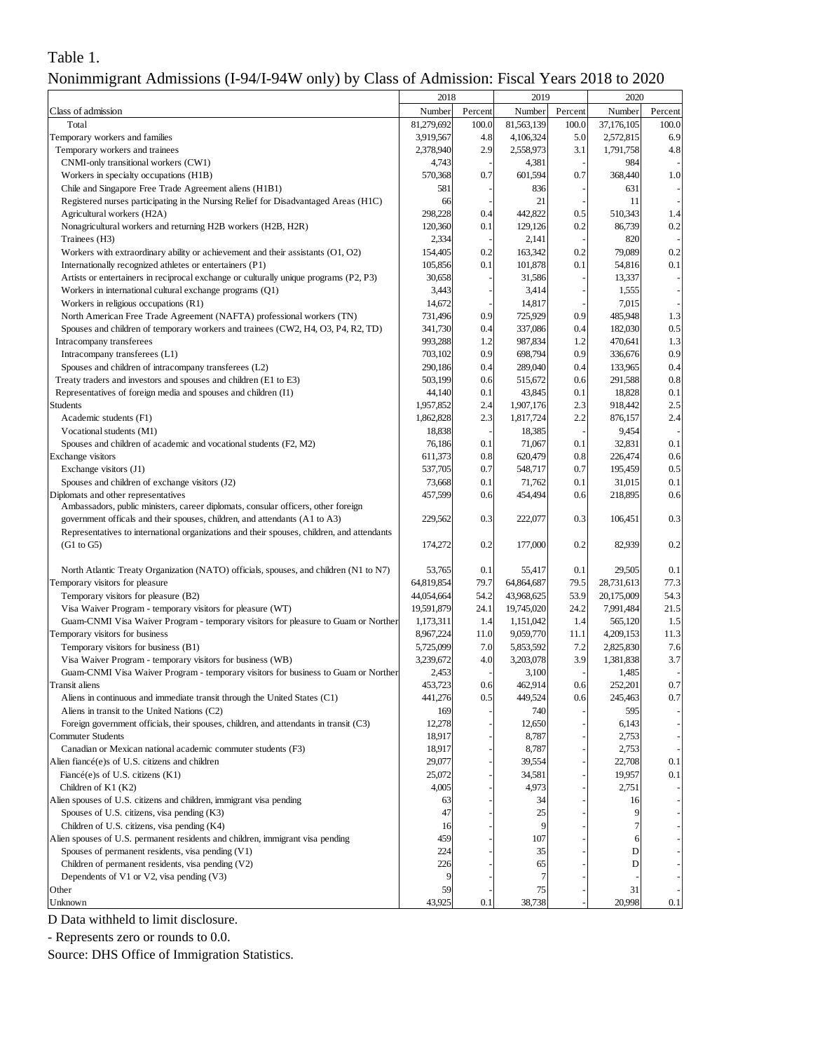Table 1.

Nonimmigrant Admissions (I-94/I-94W only) by Class of Admission: Fiscal Years 2018 to 2020

| Class of admission | 2018 Number | 2018 Percent | 2019 Number | 2019 Percent | 2020 Number | 2020 Percent |
|---|---|---|---|---|---|---|
| Total | 81,279,692 | 100.0 | 81,563,139 | 100.0 | 37,176,105 | 100.0 |
| Temporary workers and families | 3,919,567 | 4.8 | 4,106,324 | 5.0 | 2,572,815 | 6.9 |
| Temporary workers and trainees | 2,378,940 | 2.9 | 2,558,973 | 3.1 | 1,791,758 | 4.8 |
| CNMI-only transitional workers (CW1) | 4,743 | - | 4,381 | - | 984 | - |
| Workers in specialty occupations (H1B) | 570,368 | 0.7 | 601,594 | 0.7 | 368,440 | 1.0 |
| Chile and Singapore Free Trade Agreement aliens (H1B1) | 581 | - | 836 | - | 631 | - |
| Registered nurses participating in the Nursing Relief for Disadvantaged Areas (H1C) | 66 | - | 21 | - | 11 | - |
| Agricultural workers (H2A) | 298,228 | 0.4 | 442,822 | 0.5 | 510,343 | 1.4 |
| Nonagricultural workers and returning H2B workers (H2B, H2R) | 120,360 | 0.1 | 129,126 | 0.2 | 86,739 | 0.2 |
| Trainees (H3) | 2,334 | - | 2,141 | - | 820 | - |
| Workers with extraordinary ability or achievement and their assistants (O1, O2) | 154,405 | 0.2 | 163,342 | 0.2 | 79,089 | 0.2 |
| Internationally recognized athletes or entertainers (P1) | 105,856 | 0.1 | 101,878 | 0.1 | 54,816 | 0.1 |
| Artists or entertainers in reciprocal exchange or culturally unique programs (P2, P3) | 30,658 | - | 31,586 | - | 13,337 | - |
| Workers in international cultural exchange programs (Q1) | 3,443 | - | 3,414 | - | 1,555 | - |
| Workers in religious occupations (R1) | 14,672 | - | 14,817 | - | 7,015 | - |
| North American Free Trade Agreement (NAFTA) professional workers (TN) | 731,496 | 0.9 | 725,929 | 0.9 | 485,948 | 1.3 |
| Spouses and children of temporary workers and trainees (CW2, H4, O3, P4, R2, TD) | 341,730 | 0.4 | 337,086 | 0.4 | 182,030 | 0.5 |
| Intracompany transferees | 993,288 | 1.2 | 987,834 | 1.2 | 470,641 | 1.3 |
| Intracompany transferees (L1) | 703,102 | 0.9 | 698,794 | 0.9 | 336,676 | 0.9 |
| Spouses and children of intracompany transferees (L2) | 290,186 | 0.4 | 289,040 | 0.4 | 133,965 | 0.4 |
| Treaty traders and investors and spouses and children (E1 to E3) | 503,199 | 0.6 | 515,672 | 0.6 | 291,588 | 0.8 |
| Representatives of foreign media and spouses and children (I1) | 44,140 | 0.1 | 43,845 | 0.1 | 18,828 | 0.1 |
| Students | 1,957,852 | 2.4 | 1,907,176 | 2.3 | 918,442 | 2.5 |
| Academic students (F1) | 1,862,828 | 2.3 | 1,817,724 | 2.2 | 876,157 | 2.4 |
| Vocational students (M1) | 18,838 | - | 18,385 | - | 9,454 | - |
| Spouses and children of academic and vocational students (F2, M2) | 76,186 | 0.1 | 71,067 | 0.1 | 32,831 | 0.1 |
| Exchange visitors | 611,373 | 0.8 | 620,479 | 0.8 | 226,474 | 0.6 |
| Exchange visitors (J1) | 537,705 | 0.7 | 548,717 | 0.7 | 195,459 | 0.5 |
| Spouses and children of exchange visitors (J2) | 73,668 | 0.1 | 71,762 | 0.1 | 31,015 | 0.1 |
| Diplomats and other representatives | 457,599 | 0.6 | 454,494 | 0.6 | 218,895 | 0.6 |
| Ambassadors, public ministers, career diplomats, consular officers, other foreign government officals and their spouses, children, and attendants (A1 to A3) | 229,562 | 0.3 | 222,077 | 0.3 | 106,451 | 0.3 |
| Representatives to international organizations and their spouses, children, and attendants (G1 to G5) | 174,272 | 0.2 | 177,000 | 0.2 | 82,939 | 0.2 |
| North Atlantic Treaty Organization (NATO) officials, spouses, and children (N1 to N7) | 53,765 | 0.1 | 55,417 | 0.1 | 29,505 | 0.1 |
| Temporary visitors for pleasure | 64,819,854 | 79.7 | 64,864,687 | 79.5 | 28,731,613 | 77.3 |
| Temporary visitors for pleasure (B2) | 44,054,664 | 54.2 | 43,968,625 | 53.9 | 20,175,009 | 54.3 |
| Visa Waiver Program - temporary visitors for pleasure (WT) | 19,591,879 | 24.1 | 19,745,020 | 24.2 | 7,991,484 | 21.5 |
| Guam-CNMI Visa Waiver Program - temporary visitors for pleasure to Guam or Norther | 1,173,311 | 1.4 | 1,151,042 | 1.4 | 565,120 | 1.5 |
| Temporary visitors for business | 8,967,224 | 11.0 | 9,059,770 | 11.1 | 4,209,153 | 11.3 |
| Temporary visitors for business (B1) | 5,725,099 | 7.0 | 5,853,592 | 7.2 | 2,825,830 | 7.6 |
| Visa Waiver Program - temporary visitors for business (WB) | 3,239,672 | 4.0 | 3,203,078 | 3.9 | 1,381,838 | 3.7 |
| Guam-CNMI Visa Waiver Program - temporary visitors for business to Guam or Norther | 2,453 | - | 3,100 | - | 1,485 | - |
| Transit aliens | 453,723 | 0.6 | 462,914 | 0.6 | 252,201 | 0.7 |
| Aliens in continuous and immediate transit through the United States (C1) | 441,276 | 0.5 | 449,524 | 0.6 | 245,463 | 0.7 |
| Aliens in transit to the United Nations (C2) | 169 | - | 740 | - | 595 | - |
| Foreign government officials, their spouses, children, and attendants in transit (C3) | 12,278 | - | 12,650 | - | 6,143 | - |
| Commuter Students | 18,917 | - | 8,787 | - | 2,753 | - |
| Canadian or Mexican national academic commuter students (F3) | 18,917 | - | 8,787 | - | 2,753 | - |
| Alien fiancé(e)s of U.S. citizens and children | 29,077 | - | 39,554 | - | 22,708 | 0.1 |
| Fiancé(e)s of U.S. citizens (K1) | 25,072 | - | 34,581 | - | 19,957 | 0.1 |
| Children of K1 (K2) | 4,005 | - | 4,973 | - | 2,751 | - |
| Alien spouses of U.S. citizens and children, immigrant visa pending | 63 | - | 34 | - | 16 | - |
| Spouses of U.S. citizens, visa pending (K3) | 47 | - | 25 | - | 9 | - |
| Children of U.S. citizens, visa pending (K4) | 16 | - | 9 | - | 7 | - |
| Alien spouses of U.S. permanent residents and children, immigrant visa pending | 459 | - | 107 | - | 6 | - |
| Spouses of permanent residents, visa pending (V1) | 224 | - | 35 | - | D | - |
| Children of permanent residents, visa pending (V2) | 226 | - | 65 | - | D | - |
| Dependents of V1 or V2, visa pending (V3) | 9 | - | 7 | - | - | - |
| Other | 59 | - | 75 | - | 31 | - |
| Unknown | 43,925 | 0.1 | 38,738 | - | 20,998 | 0.1 |

D Data withheld to limit disclosure.

- Represents zero or rounds to 0.0.

Source: DHS Office of Immigration Statistics.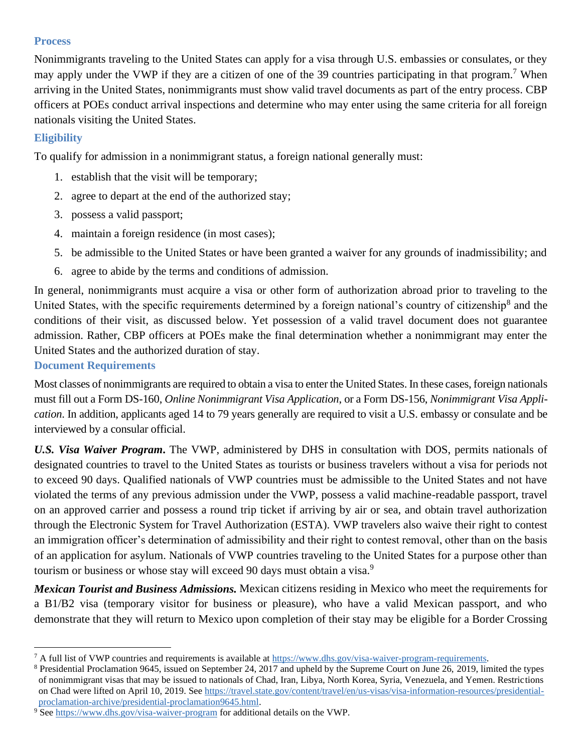### Process

Nonimmigrants traveling to the United States can apply for a visa through U.S. embassies or consulates, or they may apply under the VWP if they are a citizen of one of the 39 countries participating in that program.[7] When arriving in the United States, nonimmigrants must show valid travel documents as part of the entry process. CBP officers at POEs conduct arrival inspections and determine who may enter using the same criteria for all foreign nationals visiting the United States.

### Eligibility

To qualify for admission in a nonimmigrant status, a foreign national generally must:

1. establish that the visit will be temporary;
2. agree to depart at the end of the authorized stay;
3. possess a valid passport;
4. maintain a foreign residence (in most cases);
5. be admissible to the United States or have been granted a waiver for any grounds of inadmissibility; and
6. agree to abide by the terms and conditions of admission.

In general, nonimmigrants must acquire a visa or other form of authorization abroad prior to traveling to the United States, with the specific requirements determined by a foreign national's country of citizenship[8] and the conditions of their visit, as discussed below. Yet possession of a valid travel document does not guarantee admission. Rather, CBP officers at POEs make the final determination whether a nonimmigrant may enter the United States and the authorized duration of stay.

### Document Requirements

Most classes of nonimmigrants are required to obtain a visa to enter the United States. In these cases, foreign nationals must fill out a Form DS-160, *Online Nonimmigrant Visa Application*, or a Form DS-156, *Nonimmigrant Visa Application.* In addition, applicants aged 14 to 79 years generally are required to visit a U.S. embassy or consulate and be interviewed by a consular official.

***U.S. Visa Waiver Program***. The VWP, administered by DHS in consultation with DOS, permits nationals of designated countries to travel to the United States as tourists or business travelers without a visa for periods not to exceed 90 days. Qualified nationals of VWP countries must be admissible to the United States and not have violated the terms of any previous admission under the VWP, possess a valid machine-readable passport, travel on an approved carrier and possess a round trip ticket if arriving by air or sea, and obtain travel authorization through the Electronic System for Travel Authorization (ESTA). VWP travelers also waive their right to contest an immigration officer's determination of admissibility and their right to contest removal, other than on the basis of an application for asylum. Nationals of VWP countries traveling to the United States for a purpose other than tourism or business or whose stay will exceed 90 days must obtain a visa.[9]

***Mexican Tourist and Business Admissions.*** Mexican citizens residing in Mexico who meet the requirements for a B1/B2 visa (temporary visitor for business or pleasure), who have a valid Mexican passport, and who demonstrate that they will return to Mexico upon completion of their stay may be eligible for a Border Crossing

---

[7] A full list of VWP countries and requirements is available at https://www.dhs.gov/visa-waiver-program-requirements.

[8] Presidential Proclamation 9645, issued on September 24, 2017 and upheld by the Supreme Court on June 26, 2019, limited the types of nonimmigrant visas that may be issued to nationals of Chad, Iran, Libya, North Korea, Syria, Venezuela, and Yemen. Restrictions on Chad were lifted on April 10, 2019. See https://travel.state.gov/content/travel/en/us-visas/visa-information-resources/presidential-proclamation-archive/presidential-proclamation9645.html.

[9] See https://www.dhs.gov/visa-waiver-program for additional details on the VWP.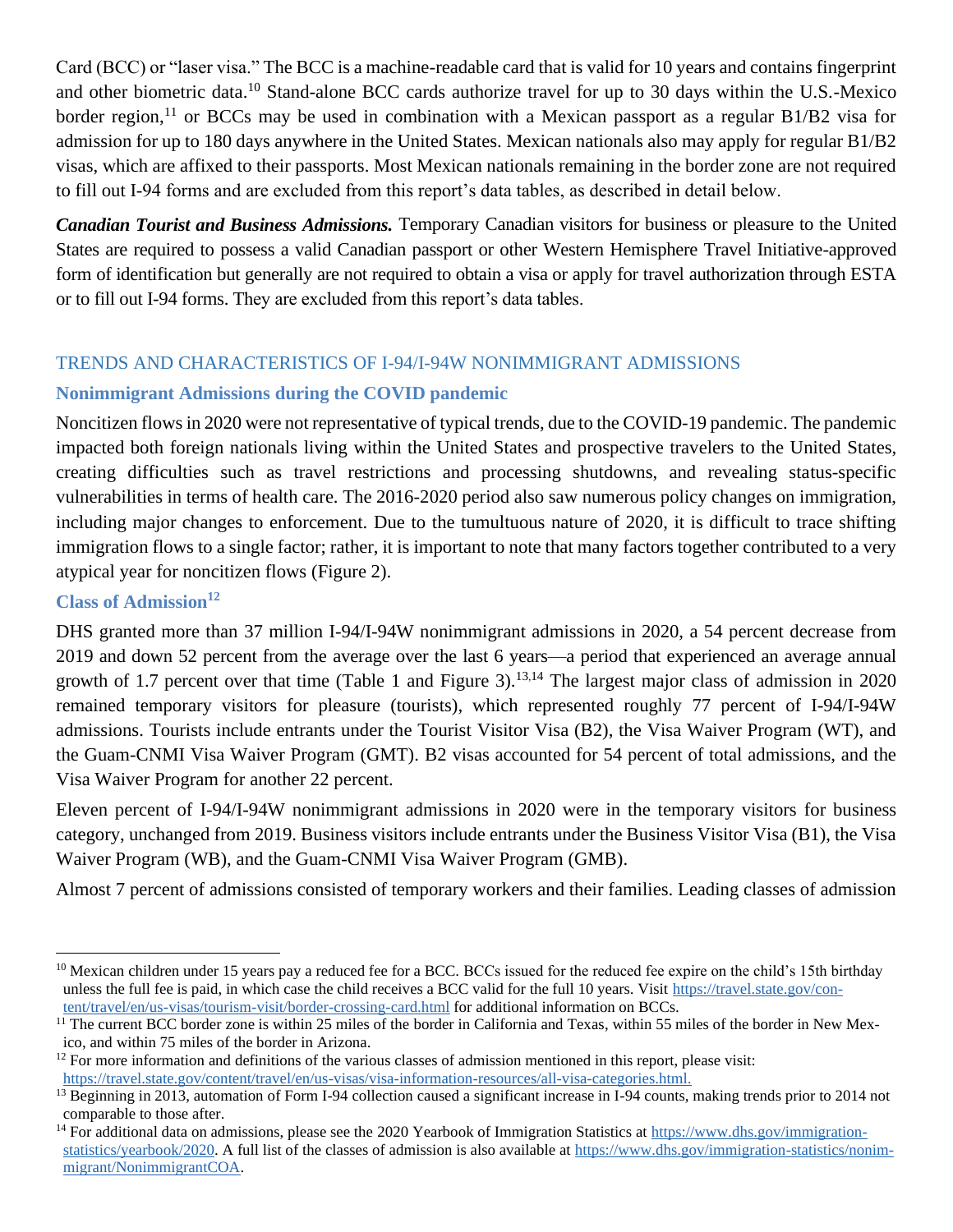Card (BCC) or "laser visa." The BCC is a machine-readable card that is valid for 10 years and contains fingerprint and other biometric data.[10] Stand-alone BCC cards authorize travel for up to 30 days within the U.S.-Mexico border region,[11] or BCCs may be used in combination with a Mexican passport as a regular B1/B2 visa for admission for up to 180 days anywhere in the United States. Mexican nationals also may apply for regular B1/B2 visas, which are affixed to their passports. Most Mexican nationals remaining in the border zone are not required to fill out I-94 forms and are excluded from this report's data tables, as described in detail below.

***Canadian Tourist and Business Admissions.*** Temporary Canadian visitors for business or pleasure to the United States are required to possess a valid Canadian passport or other Western Hemisphere Travel Initiative-approved form of identification but generally are not required to obtain a visa or apply for travel authorization through ESTA or to fill out I-94 forms. They are excluded from this report's data tables.

## TRENDS AND CHARACTERISTICS OF I-94/I-94W NONIMMIGRANT ADMISSIONS

### Nonimmigrant Admissions during the COVID pandemic

Noncitizen flows in 2020 were not representative of typical trends, due to the COVID-19 pandemic. The pandemic impacted both foreign nationals living within the United States and prospective travelers to the United States, creating difficulties such as travel restrictions and processing shutdowns, and revealing status-specific vulnerabilities in terms of health care. The 2016-2020 period also saw numerous policy changes on immigration, including major changes to enforcement. Due to the tumultuous nature of 2020, it is difficult to trace shifting immigration flows to a single factor; rather, it is important to note that many factors together contributed to a very atypical year for noncitizen flows (Figure 2).

### Class of Admission[12]

DHS granted more than 37 million I-94/I-94W nonimmigrant admissions in 2020, a 54 percent decrease from 2019 and down 52 percent from the average over the last 6 years—a period that experienced an average annual growth of 1.7 percent over that time (Table 1 and Figure 3).[13,14] The largest major class of admission in 2020 remained temporary visitors for pleasure (tourists), which represented roughly 77 percent of I-94/I-94W admissions. Tourists include entrants under the Tourist Visitor Visa (B2), the Visa Waiver Program (WT), and the Guam-CNMI Visa Waiver Program (GMT). B2 visas accounted for 54 percent of total admissions, and the Visa Waiver Program for another 22 percent.

Eleven percent of I-94/I-94W nonimmigrant admissions in 2020 were in the temporary visitors for business category, unchanged from 2019. Business visitors include entrants under the Business Visitor Visa (B1), the Visa Waiver Program (WB), and the Guam-CNMI Visa Waiver Program (GMB).

Almost 7 percent of admissions consisted of temporary workers and their families. Leading classes of admission

---

[10] Mexican children under 15 years pay a reduced fee for a BCC. BCCs issued for the reduced fee expire on the child's 15th birthday unless the full fee is paid, in which case the child receives a BCC valid for the full 10 years. Visit https://travel.state.gov/content/travel/en/us-visas/tourism-visit/border-crossing-card.html for additional information on BCCs.

[11] The current BCC border zone is within 25 miles of the border in California and Texas, within 55 miles of the border in New Mexico, and within 75 miles of the border in Arizona.

[12] For more information and definitions of the various classes of admission mentioned in this report, please visit: https://travel.state.gov/content/travel/en/us-visas/visa-information-resources/all-visa-categories.html.

[13] Beginning in 2013, automation of Form I-94 collection caused a significant increase in I-94 counts, making trends prior to 2014 not comparable to those after.

[14] For additional data on admissions, please see the 2020 Yearbook of Immigration Statistics at https://www.dhs.gov/immigration-statistics/yearbook/2020. A full list of the classes of admission is also available at https://www.dhs.gov/immigration-statistics/nonimmigrant/NonimmigrantCOA.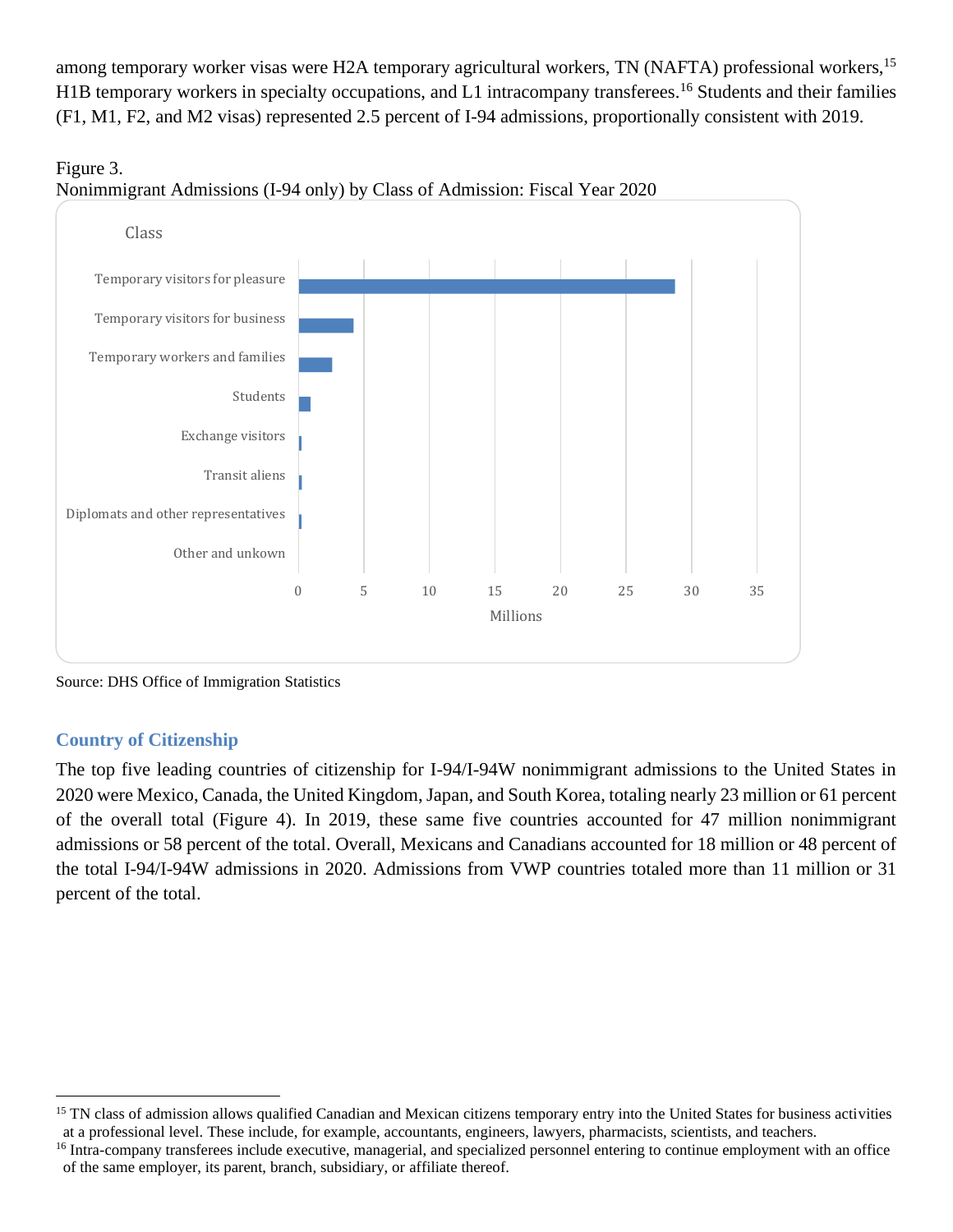among temporary worker visas were H2A temporary agricultural workers, TN (NAFTA) professional workers,[15] H1B temporary workers in specialty occupations, and L1 intracompany transferees.[16] Students and their families (F1, M1, F2, and M2 visas) represented 2.5 percent of I-94 admissions, proportionally consistent with 2019.

Figure 3.
Nonimmigrant Admissions (I-94 only) by Class of Admission: Fiscal Year 2020

Source: DHS Office of Immigration Statistics

## Country of Citizenship

The top five leading countries of citizenship for I-94/I-94W nonimmigrant admissions to the United States in 2020 were Mexico, Canada, the United Kingdom, Japan, and South Korea, totaling nearly 23 million or 61 percent of the overall total (Figure 4). In 2019, these same five countries accounted for 47 million nonimmigrant admissions or 58 percent of the total. Overall, Mexicans and Canadians accounted for 18 million or 48 percent of the total I-94/I-94W admissions in 2020. Admissions from VWP countries totaled more than 11 million or 31 percent of the total.

---

[15] TN class of admission allows qualified Canadian and Mexican citizens temporary entry into the United States for business activities at a professional level. These include, for example, accountants, engineers, lawyers, pharmacists, scientists, and teachers.

[16] Intra-company transferees include executive, managerial, and specialized personnel entering to continue employment with an office of the same employer, its parent, branch, subsidiary, or affiliate thereof.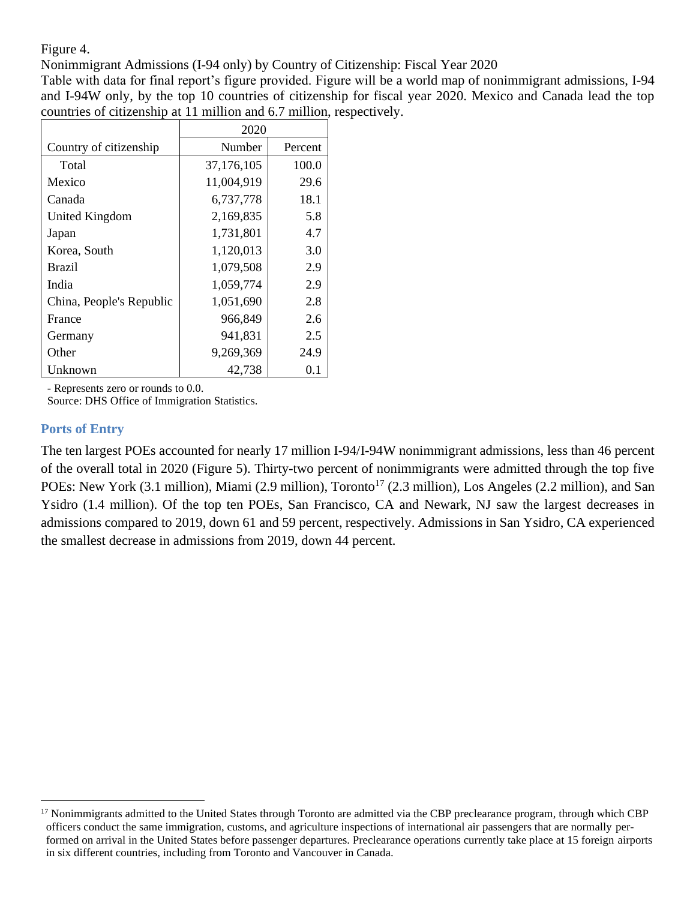Figure 4.

Nonimmigrant Admissions (I-94 only) by Country of Citizenship: Fiscal Year 2020

Table with data for final report's figure provided. Figure will be a world map of nonimmigrant admissions, I-94 and I-94W only, by the top 10 countries of citizenship for fiscal year 2020. Mexico and Canada lead the top countries of citizenship at 11 million and 6.7 million, respectively.

| | 2020 | |
|---|---|---|
| Country of citizenship | Number | Percent |
| Total | 37,176,105 | 100.0 |
| Mexico | 11,004,919 | 29.6 |
| Canada | 6,737,778 | 18.1 |
| United Kingdom | 2,169,835 | 5.8 |
| Japan | 1,731,801 | 4.7 |
| Korea, South | 1,120,013 | 3.0 |
| Brazil | 1,079,508 | 2.9 |
| India | 1,059,774 | 2.9 |
| China, People's Republic | 1,051,690 | 2.8 |
| France | 966,849 | 2.6 |
| Germany | 941,831 | 2.5 |
| Other | 9,269,369 | 24.9 |
| Unknown | 42,738 | 0.1 |

- Represents zero or rounds to 0.0.

Source: DHS Office of Immigration Statistics.

### Ports of Entry

The ten largest POEs accounted for nearly 17 million I-94/I-94W nonimmigrant admissions, less than 46 percent of the overall total in 2020 (Figure 5). Thirty-two percent of nonimmigrants were admitted through the top five POEs: New York (3.1 million), Miami (2.9 million), Toronto[17] (2.3 million), Los Angeles (2.2 million), and San Ysidro (1.4 million). Of the top ten POEs, San Francisco, CA and Newark, NJ saw the largest decreases in admissions compared to 2019, down 61 and 59 percent, respectively. Admissions in San Ysidro, CA experienced the smallest decrease in admissions from 2019, down 44 percent.

[17] Nonimmigrants admitted to the United States through Toronto are admitted via the CBP preclearance program, through which CBP officers conduct the same immigration, customs, and agriculture inspections of international air passengers that are normally performed on arrival in the United States before passenger departures. Preclearance operations currently take place at 15 foreign airports in six different countries, including from Toronto and Vancouver in Canada.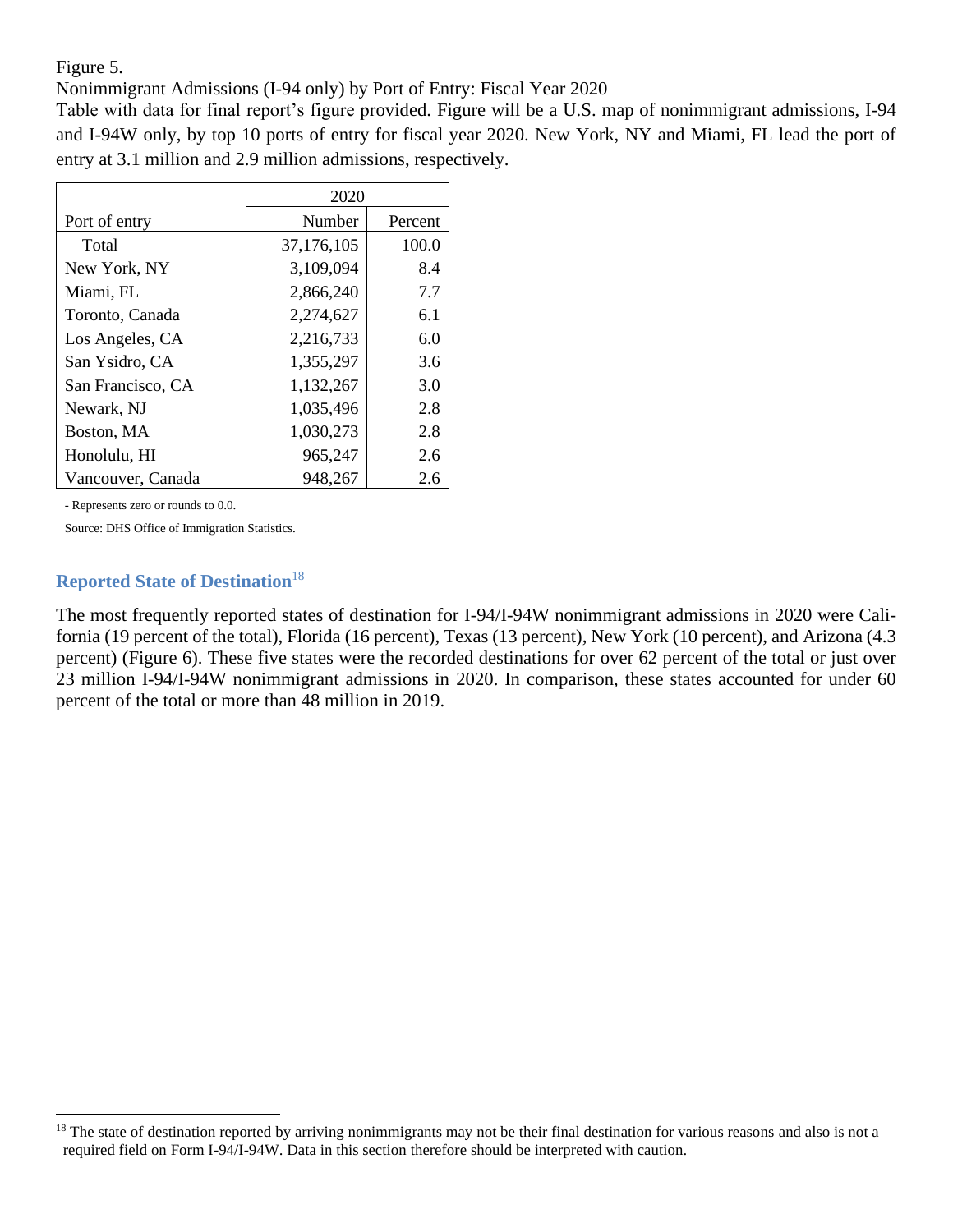Figure 5.

Nonimmigrant Admissions (I-94 only) by Port of Entry: Fiscal Year 2020

Table with data for final report's figure provided. Figure will be a U.S. map of nonimmigrant admissions, I-94 and I-94W only, by top 10 ports of entry for fiscal year 2020. New York, NY and Miami, FL lead the port of entry at 3.1 million and 2.9 million admissions, respectively.

| | 2020 | |
|---|---|---|
| Port of entry | Number | Percent |
| Total | 37,176,105 | 100.0 |
| New York, NY | 3,109,094 | 8.4 |
| Miami, FL | 2,866,240 | 7.7 |
| Toronto, Canada | 2,274,627 | 6.1 |
| Los Angeles, CA | 2,216,733 | 6.0 |
| San Ysidro, CA | 1,355,297 | 3.6 |
| San Francisco, CA | 1,132,267 | 3.0 |
| Newark, NJ | 1,035,496 | 2.8 |
| Boston, MA | 1,030,273 | 2.8 |
| Honolulu, HI | 965,247 | 2.6 |
| Vancouver, Canada | 948,267 | 2.6 |

- Represents zero or rounds to 0.0.

Source: DHS Office of Immigration Statistics.

### Reported State of Destination[18]

The most frequently reported states of destination for I-94/I-94W nonimmigrant admissions in 2020 were California (19 percent of the total), Florida (16 percent), Texas (13 percent), New York (10 percent), and Arizona (4.3 percent) (Figure 6). These five states were the recorded destinations for over 62 percent of the total or just over 23 million I-94/I-94W nonimmigrant admissions in 2020. In comparison, these states accounted for under 60 percent of the total or more than 48 million in 2019.

[18] The state of destination reported by arriving nonimmigrants may not be their final destination for various reasons and also is not a required field on Form I-94/I-94W. Data in this section therefore should be interpreted with caution.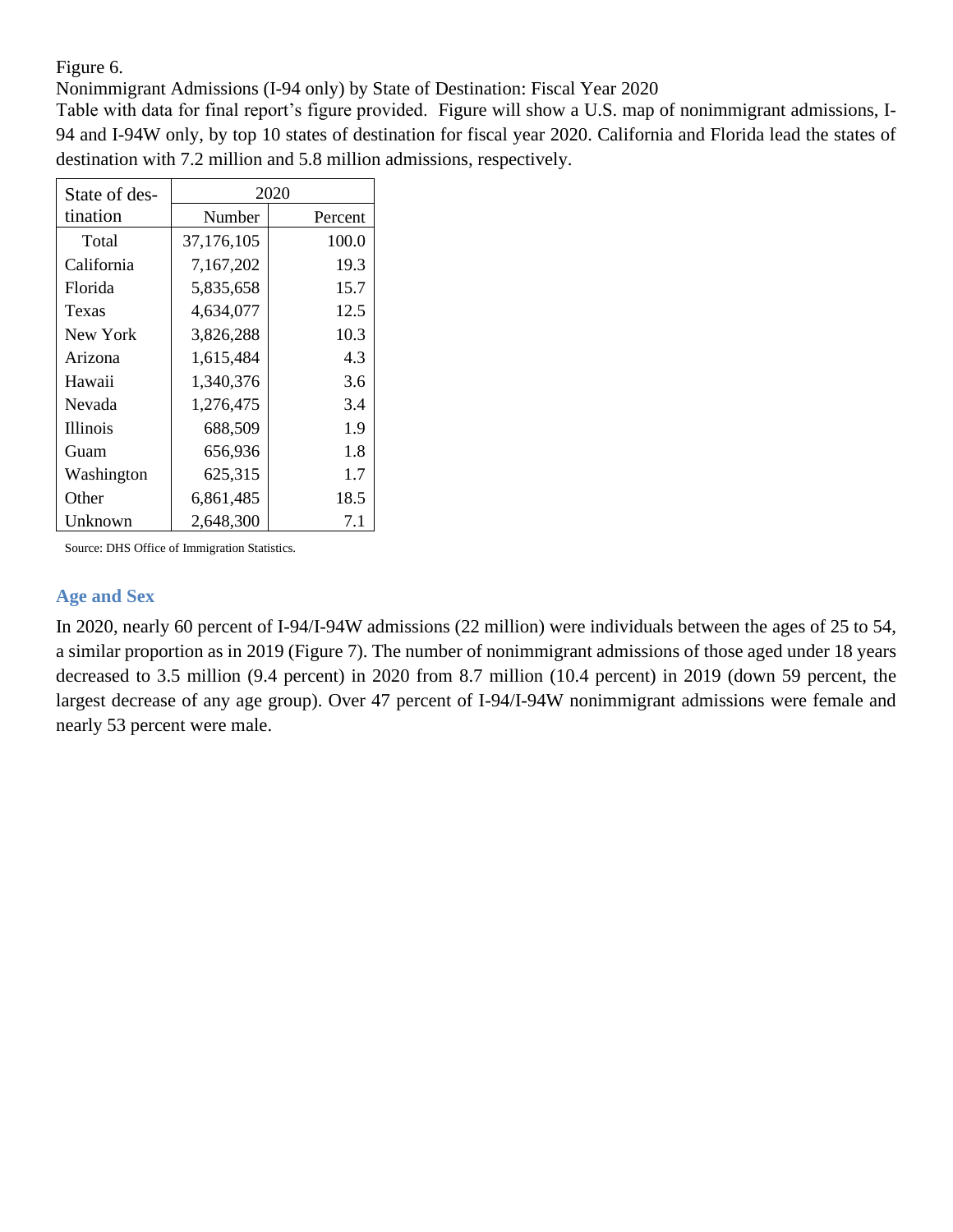Figure 6.

Nonimmigrant Admissions (I-94 only) by State of Destination: Fiscal Year 2020

Table with data for final report's figure provided. Figure will show a U.S. map of nonimmigrant admissions, I-94 and I-94W only, by top 10 states of destination for fiscal year 2020. California and Florida lead the states of destination with 7.2 million and 5.8 million admissions, respectively.

| State of destination | 2020 | |
|---|---|---|
| | Number | Percent |
| Total | 37,176,105 | 100.0 |
| California | 7,167,202 | 19.3 |
| Florida | 5,835,658 | 15.7 |
| Texas | 4,634,077 | 12.5 |
| New York | 3,826,288 | 10.3 |
| Arizona | 1,615,484 | 4.3 |
| Hawaii | 1,340,376 | 3.6 |
| Nevada | 1,276,475 | 3.4 |
| Illinois | 688,509 | 1.9 |
| Guam | 656,936 | 1.8 |
| Washington | 625,315 | 1.7 |
| Other | 6,861,485 | 18.5 |
| Unknown | 2,648,300 | 7.1 |

Source: DHS Office of Immigration Statistics.

## Age and Sex

In 2020, nearly 60 percent of I-94/I-94W admissions (22 million) were individuals between the ages of 25 to 54, a similar proportion as in 2019 (Figure 7). The number of nonimmigrant admissions of those aged under 18 years decreased to 3.5 million (9.4 percent) in 2020 from 8.7 million (10.4 percent) in 2019 (down 59 percent, the largest decrease of any age group). Over 47 percent of I-94/I-94W nonimmigrant admissions were female and nearly 53 percent were male.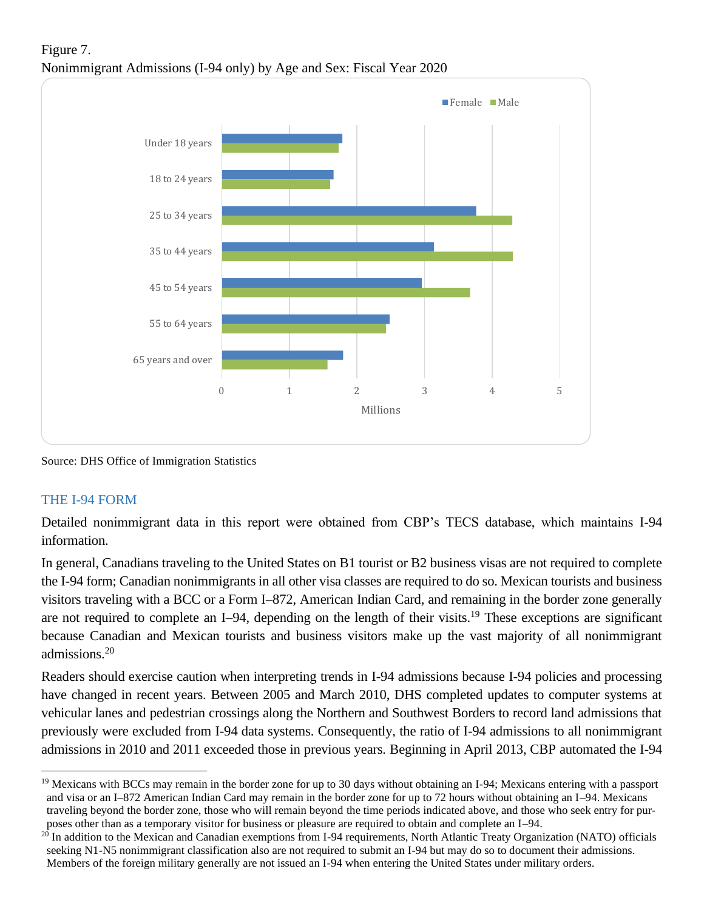Figure 7.
Nonimmigrant Admissions (I-94 only) by Age and Sex: Fiscal Year 2020

Source: DHS Office of Immigration Statistics

## THE I-94 FORM

Detailed nonimmigrant data in this report were obtained from CBP's TECS database, which maintains I-94 information.

In general, Canadians traveling to the United States on B1 tourist or B2 business visas are not required to complete the I-94 form; Canadian nonimmigrants in all other visa classes are required to do so. Mexican tourists and business visitors traveling with a BCC or a Form I–872, American Indian Card, and remaining in the border zone generally are not required to complete an I–94, depending on the length of their visits.[19] These exceptions are significant because Canadian and Mexican tourists and business visitors make up the vast majority of all nonimmigrant admissions.[20]

Readers should exercise caution when interpreting trends in I-94 admissions because I-94 policies and processing have changed in recent years. Between 2005 and March 2010, DHS completed updates to computer systems at vehicular lanes and pedestrian crossings along the Northern and Southwest Borders to record land admissions that previously were excluded from I-94 data systems. Consequently, the ratio of I-94 admissions to all nonimmigrant admissions in 2010 and 2011 exceeded those in previous years. Beginning in April 2013, CBP automated the I-94

[19] Mexicans with BCCs may remain in the border zone for up to 30 days without obtaining an I-94; Mexicans entering with a passport and visa or an I–872 American Indian Card may remain in the border zone for up to 72 hours without obtaining an I–94. Mexicans traveling beyond the border zone, those who will remain beyond the time periods indicated above, and those who seek entry for purposes other than as a temporary visitor for business or pleasure are required to obtain and complete an I–94.

[20] In addition to the Mexican and Canadian exemptions from I-94 requirements, North Atlantic Treaty Organization (NATO) officials seeking N1-N5 nonimmigrant classification also are not required to submit an I-94 but may do so to document their admissions. Members of the foreign military generally are not issued an I-94 when entering the United States under military orders.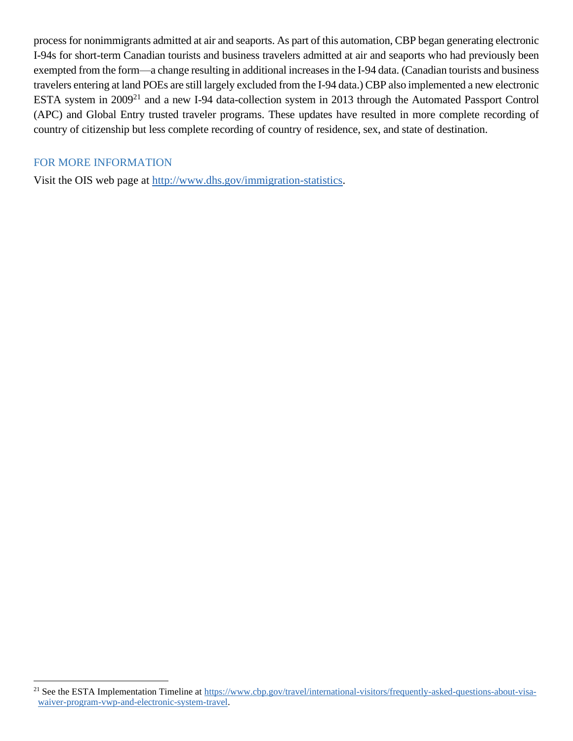process for nonimmigrants admitted at air and seaports. As part of this automation, CBP began generating electronic I-94s for short-term Canadian tourists and business travelers admitted at air and seaports who had previously been exempted from the form—a change resulting in additional increases in the I-94 data. (Canadian tourists and business travelers entering at land POEs are still largely excluded from the I-94 data.) CBP also implemented a new electronic ESTA system in 2009[21] and a new I-94 data-collection system in 2013 through the Automated Passport Control (APC) and Global Entry trusted traveler programs. These updates have resulted in more complete recording of country of citizenship but less complete recording of country of residence, sex, and state of destination.

## FOR MORE INFORMATION

Visit the OIS web page at http://www.dhs.gov/immigration-statistics.

[21] See the ESTA Implementation Timeline at https://www.cbp.gov/travel/international-visitors/frequently-asked-questions-about-visa-waiver-program-vwp-and-electronic-system-travel.